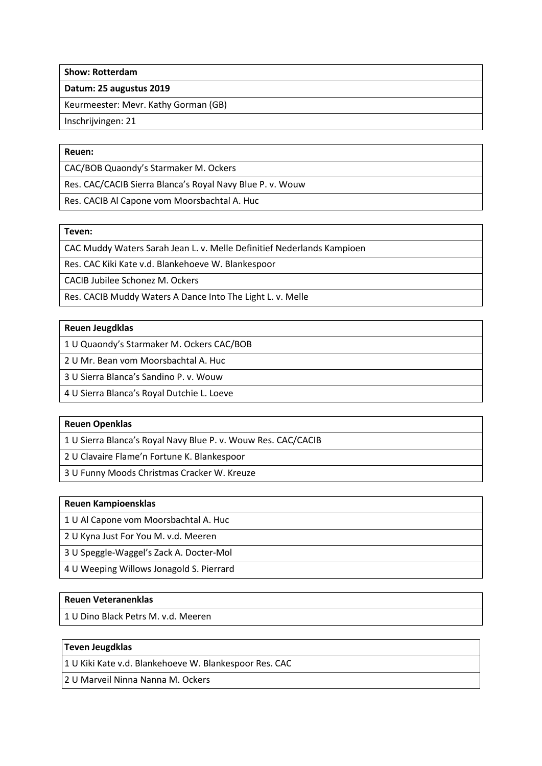| **Show: Rotterdam** |
|---|
| **Datum: 25 augustus 2019** |
| Keurmeester: Mevr. Kathy Gorman (GB) |
| Inschrijvingen: 21 |

| **Reuen:** |
|---|
| CAC/BOB Quaondy's Starmaker M. Ockers |
| Res. CAC/CACIB Sierra Blanca's Royal Navy Blue P. v. Wouw |
| Res. CACIB Al Capone vom Moorsbachtal A. Huc |

| **Teven:** |
|---|
| CAC Muddy Waters Sarah Jean L. v. Melle Definitief Nederlands Kampioen |
| Res. CAC Kiki Kate v.d. Blankehoeve W. Blankespoor |
| CACIB Jubilee Schonez M. Ockers |
| Res. CACIB Muddy Waters A Dance Into The Light L. v. Melle |

| **Reuen Jeugdklas** |
|---|
| 1 U Quaondy's Starmaker M. Ockers CAC/BOB |
| 2 U Mr. Bean vom Moorsbachtal A. Huc |
| 3 U Sierra Blanca's Sandino P. v. Wouw |
| 4 U Sierra Blanca's Royal Dutchie L. Loeve |

| **Reuen Openklas** |
|---|
| 1 U Sierra Blanca's Royal Navy Blue P. v. Wouw Res. CAC/CACIB |
| 2 U Clavaire Flame'n Fortune K. Blankespoor |
| 3 U Funny Moods Christmas Cracker W. Kreuze |

| **Reuen Kampioensklas** |
|---|
| 1 U Al Capone vom Moorsbachtal A. Huc |
| 2 U Kyna Just For You M. v.d. Meeren |
| 3 U Speggle-Waggel's Zack A. Docter-Mol |
| 4 U Weeping Willows Jonagold S. Pierrard |

| **Reuen Veteranenklas** |
|---|
| 1 U Dino Black Petrs M. v.d. Meeren |

| **Teven Jeugdklas** |
|---|
| 1 U Kiki Kate v.d. Blankehoeve W. Blankespoor Res. CAC |
| 2 U Marveil Ninna Nanna M. Ockers |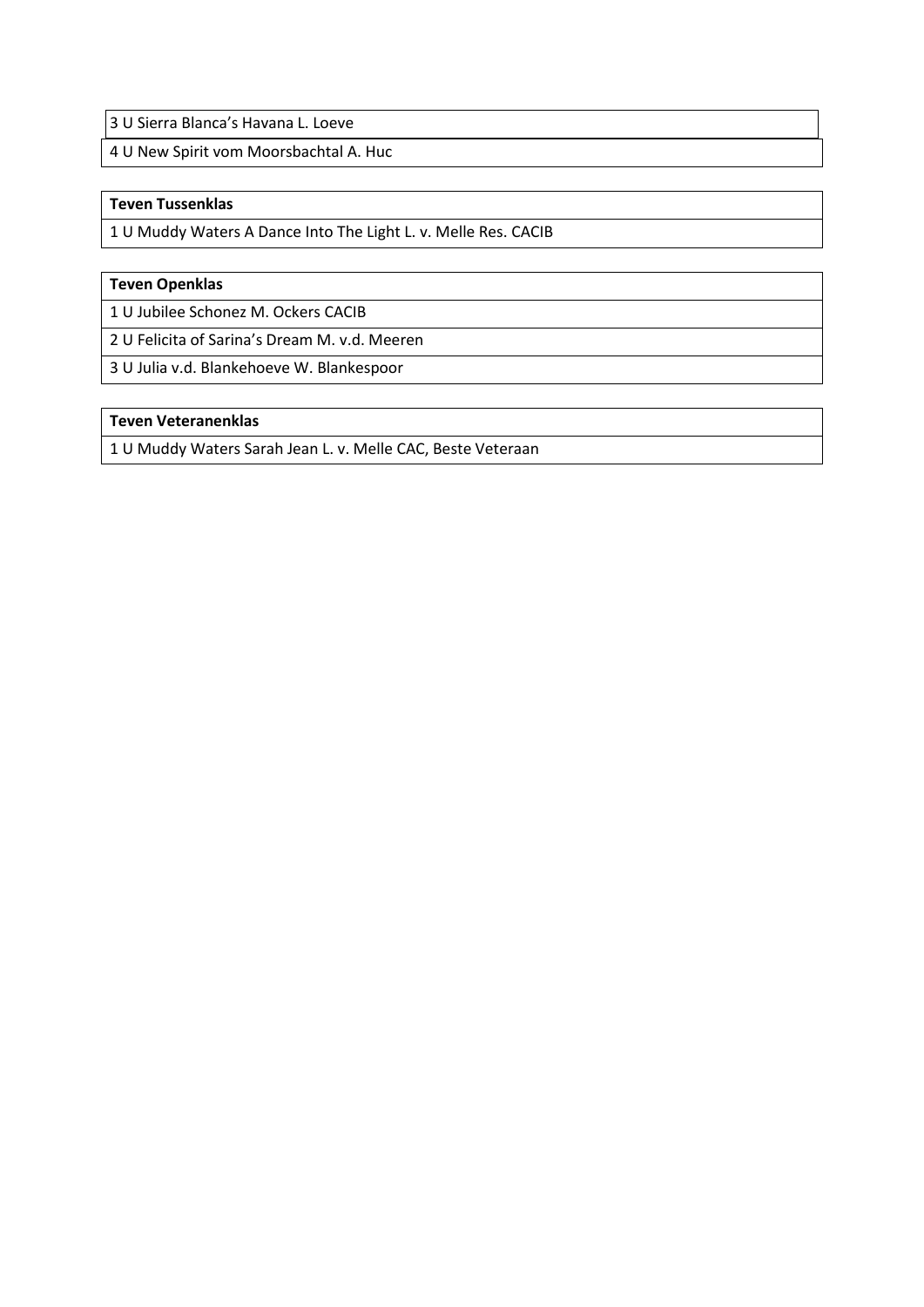3 U Sierra Blanca’s Havana L. Loeve

4 U New Spirit vom Moorsbachtal A. Huc

**Teven Tussenklas**

1 U Muddy Waters A Dance Into The Light L. v. Melle Res. CACIB

**Teven Openklas**

1 U Jubilee Schonez M. Ockers CACIB

2 U Felicita of Sarina’s Dream M. v.d. Meeren

3 U Julia v.d. Blankehoeve W. Blankespoor

**Teven Veteranenklas**

1 U Muddy Waters Sarah Jean L. v. Melle CAC, Beste Veteraan